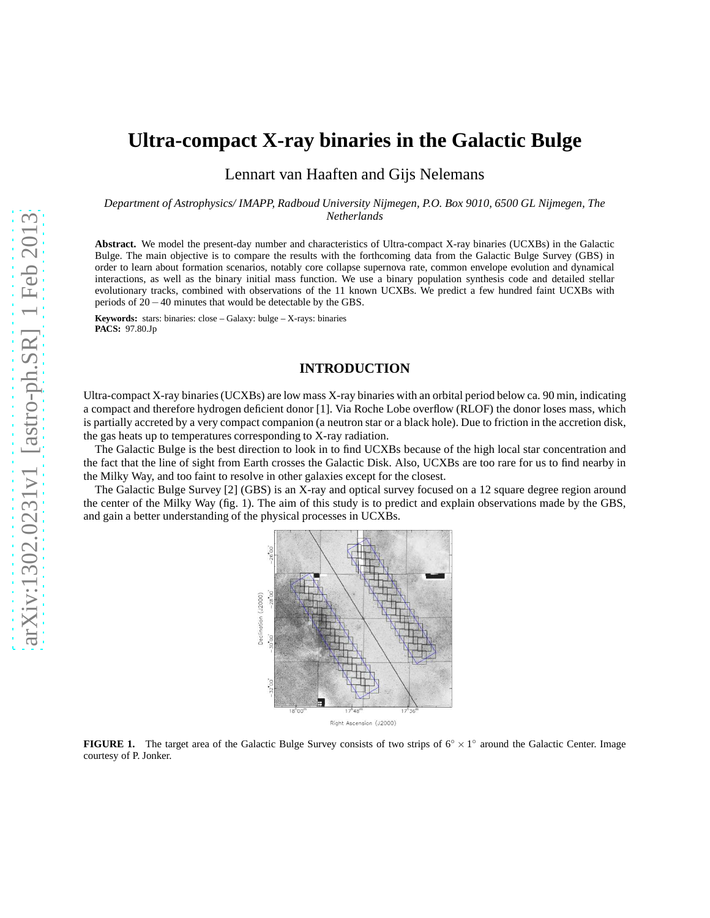# Ultra-compact X-ray binaries in the Galactic Bulge

Lennart van Haaften and Gijs Nelemans

*Department of Astrophysics/ IMAPP, Radboud University Nijmegen, P.O. Box 9010, 6500 GL Nijmegen, The Netherlands*

**Abstract.** We model the present-day number and characteristics of Ultra-compact X-ray binaries (UCXBs) in the Galactic Bulge. The main objective is to compare the results with the forthcoming data from the Galactic Bulge Survey (GBS) in order to learn about formation scenarios, notably core collapse supernova rate, common envelope evolution and dynamical interactions, as well as the binary initial mass function. We use a binary population synthesis code and detailed stellar evolutionary tracks, combined with observations of the 11 known UCXBs. We predict a few hundred faint UCXBs with periods of $20-40$ minutes that would be detectable by the GBS.

**Keywords:** stars: binaries: close – Galaxy: bulge – X-rays: binaries
**PACS:** 97.80.Jp

## INTRODUCTION

Ultra-compact X-ray binaries (UCXBs) are low mass X-ray binaries with an orbital period below ca. 90 min, indicating a compact and therefore hydrogen deficient donor [1]. Via Roche Lobe overflow (RLOF) the donor loses mass, which is partially accreted by a very compact companion (a neutron star or a black hole). Due to friction in the accretion disk, the gas heats up to temperatures corresponding to X-ray radiation.

The Galactic Bulge is the best direction to look in to find UCXBs because of the high local star concentration and the fact that the line of sight from Earth crosses the Galactic Disk. Also, UCXBs are too rare for us to find nearby in the Milky Way, and too faint to resolve in other galaxies except for the closest.

The Galactic Bulge Survey [2] (GBS) is an X-ray and optical survey focused on a 12 square degree region around the center of the Milky Way (fig. 1). The aim of this study is to predict and explain observations made by the GBS, and gain a better understanding of the physical processes in UCXBs.

**FIGURE 1.** The target area of the Galactic Bulge Survey consists of two strips of $6^\circ \times 1^\circ$ around the Galactic Center. Image courtesy of P. Jonker.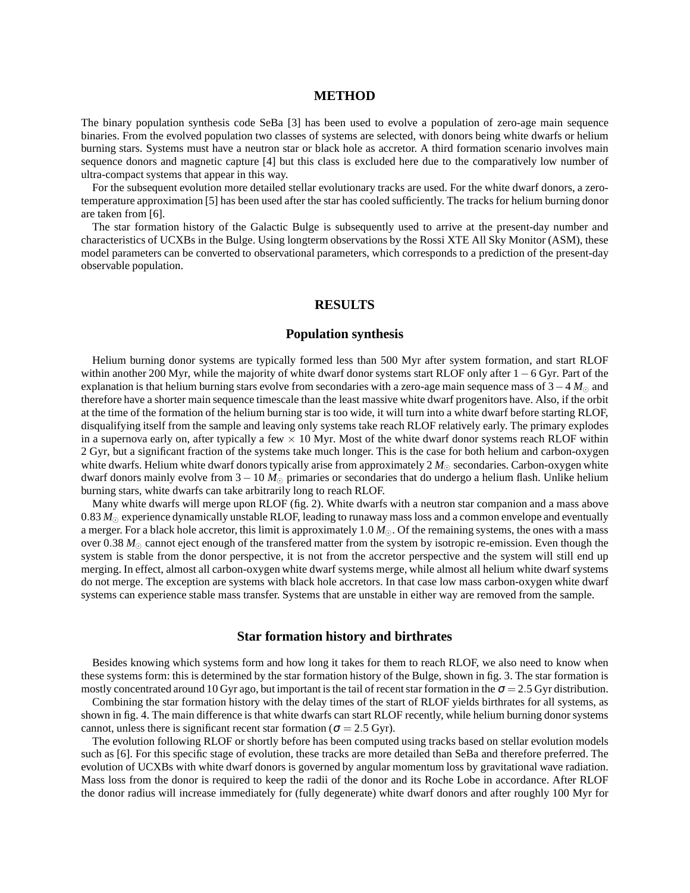## METHOD

The binary population synthesis code SeBa [3] has been used to evolve a population of zero-age main sequence binaries. From the evolved population two classes of systems are selected, with donors being white dwarfs or helium burning stars. Systems must have a neutron star or black hole as accretor. A third formation scenario involves main sequence donors and magnetic capture [4] but this class is excluded here due to the comparatively low number of ultra-compact systems that appear in this way.

For the subsequent evolution more detailed stellar evolutionary tracks are used. For the white dwarf donors, a zero-temperature approximation [5] has been used after the star has cooled sufficiently. The tracks for helium burning donor are taken from [6].

The star formation history of the Galactic Bulge is subsequently used to arrive at the present-day number and characteristics of UCXBs in the Bulge. Using longterm observations by the Rossi XTE All Sky Monitor (ASM), these model parameters can be converted to observational parameters, which corresponds to a prediction of the present-day observable population.

## RESULTS

### Population synthesis

Helium burning donor systems are typically formed less than 500 Myr after system formation, and start RLOF within another 200 Myr, while the majority of white dwarf donor systems start RLOF only after $1-6$ Gyr. Part of the explanation is that helium burning stars evolve from secondaries with a zero-age main sequence mass of $3-4\,M_{\odot}$ and therefore have a shorter main sequence timescale than the least massive white dwarf progenitors have. Also, if the orbit at the time of the formation of the helium burning star is too wide, it will turn into a white dwarf before starting RLOF, disqualifying itself from the sample and leaving only systems take reach RLOF relatively early. The primary explodes in a supernova early on, after typically a few $\times$ 10 Myr. Most of the white dwarf donor systems reach RLOF within 2 Gyr, but a significant fraction of the systems take much longer. This is the case for both helium and carbon-oxygen white dwarfs. Helium white dwarf donors typically arise from approximately $2\,M_{\odot}$ secondaries. Carbon-oxygen white dwarf donors mainly evolve from $3-10\,M_{\odot}$ primaries or secondaries that do undergo a helium flash. Unlike helium burning stars, white dwarfs can take arbitrarily long to reach RLOF.

Many white dwarfs will merge upon RLOF (fig. 2). White dwarfs with a neutron star companion and a mass above $0.83\,M_{\odot}$ experience dynamically unstable RLOF, leading to runaway mass loss and a common envelope and eventually a merger. For a black hole accretor, this limit is approximately $1.0\,M_{\odot}$. Of the remaining systems, the ones with a mass over $0.38\,M_{\odot}$ cannot eject enough of the transfered matter from the system by isotropic re-emission. Even though the system is stable from the donor perspective, it is not from the accretor perspective and the system will still end up merging. In effect, almost all carbon-oxygen white dwarf systems merge, while almost all helium white dwarf systems do not merge. The exception are systems with black hole accretors. In that case low mass carbon-oxygen white dwarf systems can experience stable mass transfer. Systems that are unstable in either way are removed from the sample.

### Star formation history and birthrates

Besides knowing which systems form and how long it takes for them to reach RLOF, we also need to know when these systems form: this is determined by the star formation history of the Bulge, shown in fig. 3. The star formation is mostly concentrated around 10 Gyr ago, but important is the tail of recent star formation in the $\sigma = 2.5$ Gyr distribution.

Combining the star formation history with the delay times of the start of RLOF yields birthrates for all systems, as shown in fig. 4. The main difference is that white dwarfs can start RLOF recently, while helium burning donor systems cannot, unless there is significant recent star formation ($\sigma = 2.5$ Gyr).

The evolution following RLOF or shortly before has been computed using tracks based on stellar evolution models such as [6]. For this specific stage of evolution, these tracks are more detailed than SeBa and therefore preferred. The evolution of UCXBs with white dwarf donors is governed by angular momentum loss by gravitational wave radiation. Mass loss from the donor is required to keep the radii of the donor and its Roche Lobe in accordance. After RLOF the donor radius will increase immediately for (fully degenerate) white dwarf donors and after roughly 100 Myr for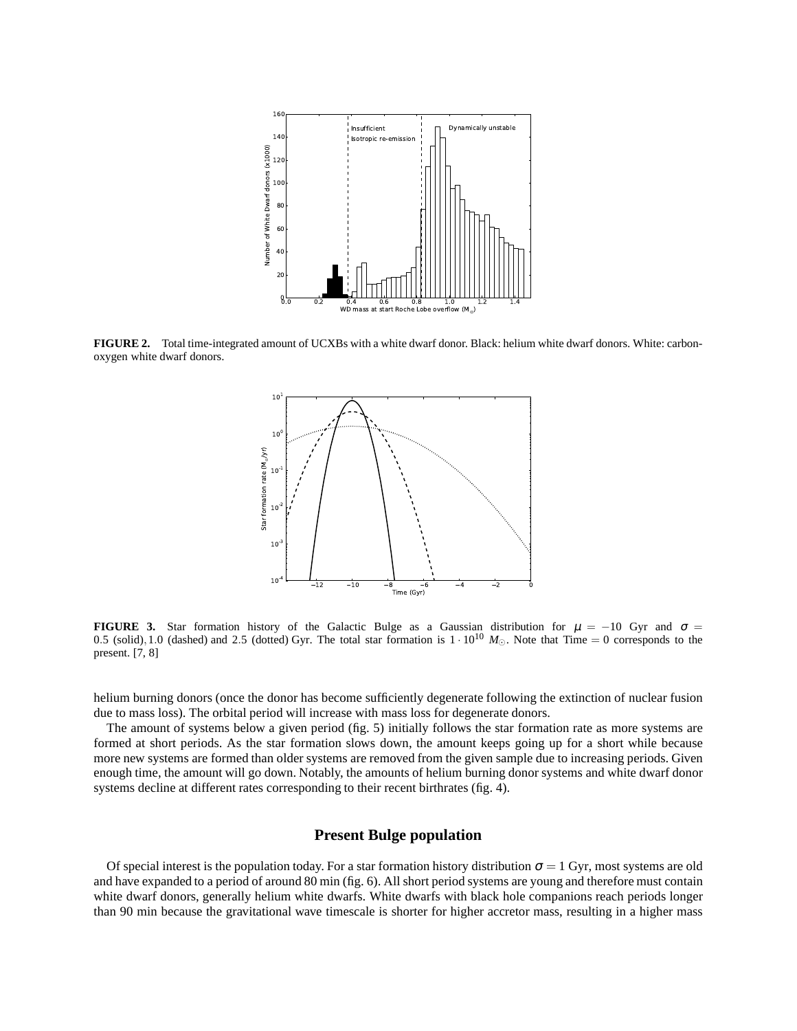**FIGURE 2.** Total time-integrated amount of UCXBs with a white dwarf donor. Black: helium white dwarf donors. White: carbon-oxygen white dwarf donors.

**FIGURE 3.** Star formation history of the Galactic Bulge as a Gaussian distribution for $\mu = -10$ Gyr and $\sigma = 0.5$ (solid), 1.0 (dashed) and 2.5 (dotted) Gyr. The total star formation is $1 \cdot 10^{10}$ $M_{\odot}$. Note that Time = 0 corresponds to the present. [7, 8]

helium burning donors (once the donor has become sufficiently degenerate following the extinction of nuclear fusion due to mass loss). The orbital period will increase with mass loss for degenerate donors.

The amount of systems below a given period (fig. 5) initially follows the star formation rate as more systems are formed at short periods. As the star formation slows down, the amount keeps going up for a short while because more new systems are formed than older systems are removed from the given sample due to increasing periods. Given enough time, the amount will go down. Notably, the amounts of helium burning donor systems and white dwarf donor systems decline at different rates corresponding to their recent birthrates (fig. 4).

## Present Bulge population

Of special interest is the population today. For a star formation history distribution $\sigma = 1$ Gyr, most systems are old and have expanded to a period of around 80 min (fig. 6). All short period systems are young and therefore must contain white dwarf donors, generally helium white dwarfs. White dwarfs with black hole companions reach periods longer than 90 min because the gravitational wave timescale is shorter for higher accretor mass, resulting in a higher mass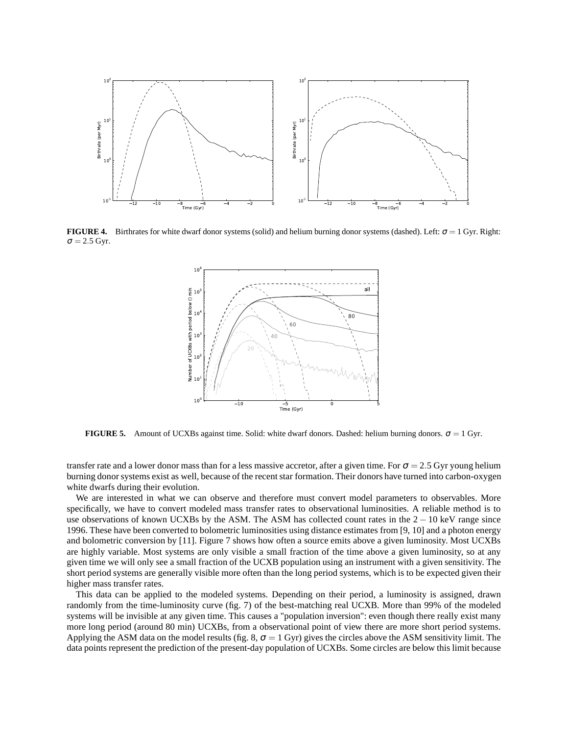**FIGURE 4.** Birthrates for white dwarf donor systems (solid) and helium burning donor systems (dashed). Left: $\sigma = 1$ Gyr. Right: $\sigma = 2.5$ Gyr.

**FIGURE 5.** Amount of UCXBs against time. Solid: white dwarf donors. Dashed: helium burning donors. $\sigma = 1$ Gyr.

transfer rate and a lower donor mass than for a less massive accretor, after a given time. For $\sigma = 2.5$ Gyr young helium burning donor systems exist as well, because of the recent star formation. Their donors have turned into carbon-oxygen white dwarfs during their evolution.

We are interested in what we can observe and therefore must convert model parameters to observables. More specifically, we have to convert modeled mass transfer rates to observational luminosities. A reliable method is to use observations of known UCXBs by the ASM. The ASM has collected count rates in the $2-10$ keV range since 1996. These have been converted to bolometric luminosities using distance estimates from [9, 10] and a photon energy and bolometric conversion by [11]. Figure 7 shows how often a source emits above a given luminosity. Most UCXBs are highly variable. Most systems are only visible a small fraction of the time above a given luminosity, so at any given time we will only see a small fraction of the UCXB population using an instrument with a given sensitivity. The short period systems are generally visible more often than the long period systems, which is to be expected given their higher mass transfer rates.

This data can be applied to the modeled systems. Depending on their period, a luminosity is assigned, drawn randomly from the time-luminosity curve (fig. 7) of the best-matching real UCXB. More than 99% of the modeled systems will be invisible at any given time. This causes a "population inversion": even though there really exist many more long period (around 80 min) UCXBs, from a observational point of view there are more short period systems. Applying the ASM data on the model results (fig. 8, $\sigma = 1$ Gyr) gives the circles above the ASM sensitivity limit. The data points represent the prediction of the present-day population of UCXBs. Some circles are below this limit because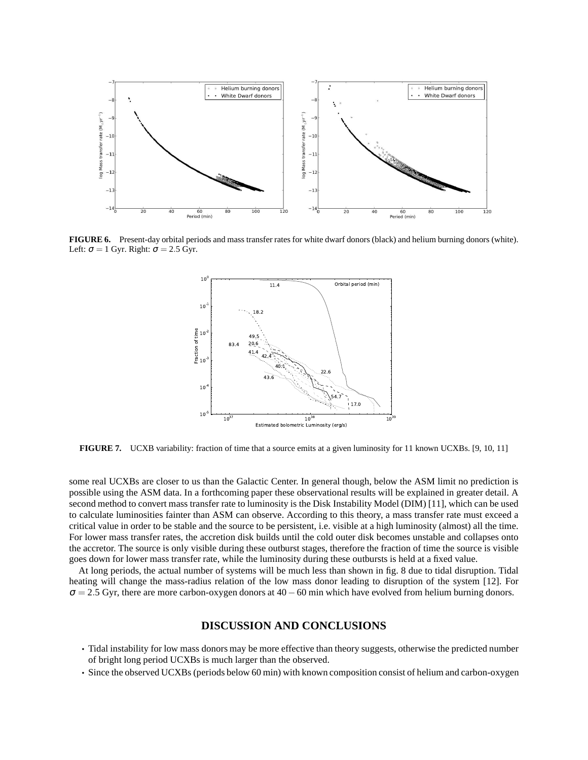**FIGURE 6.** Present-day orbital periods and mass transfer rates for white dwarf donors (black) and helium burning donors (white). Left: $\sigma = 1$ Gyr. Right: $\sigma = 2.5$ Gyr.

**FIGURE 7.** UCXB variability: fraction of time that a source emits at a given luminosity for 11 known UCXBs. [9, 10, 11]

some real UCXBs are closer to us than the Galactic Center. In general though, below the ASM limit no prediction is possible using the ASM data. In a forthcoming paper these observational results will be explained in greater detail. A second method to convert mass transfer rate to luminosity is the Disk Instability Model (DIM) [11], which can be used to calculate luminosities fainter than ASM can observe. According to this theory, a mass transfer rate must exceed a critical value in order to be stable and the source to be persistent, i.e. visible at a high luminosity (almost) all the time. For lower mass transfer rates, the accretion disk builds until the cold outer disk becomes unstable and collapses onto the accretor. The source is only visible during these outburst stages, therefore the fraction of time the source is visible goes down for lower mass transfer rate, while the luminosity during these outbursts is held at a fixed value.

At long periods, the actual number of systems will be much less than shown in fig. 8 due to tidal disruption. Tidal heating will change the mass-radius relation of the low mass donor leading to disruption of the system [12]. For $\sigma = 2.5$ Gyr, there are more carbon-oxygen donors at $40-60$ min which have evolved from helium burning donors.

## DISCUSSION AND CONCLUSIONS

- Tidal instability for low mass donors may be more effective than theory suggests, otherwise the predicted number of bright long period UCXBs is much larger than the observed.
- Since the observed UCXBs (periods below 60 min) with known composition consist of helium and carbon-oxygen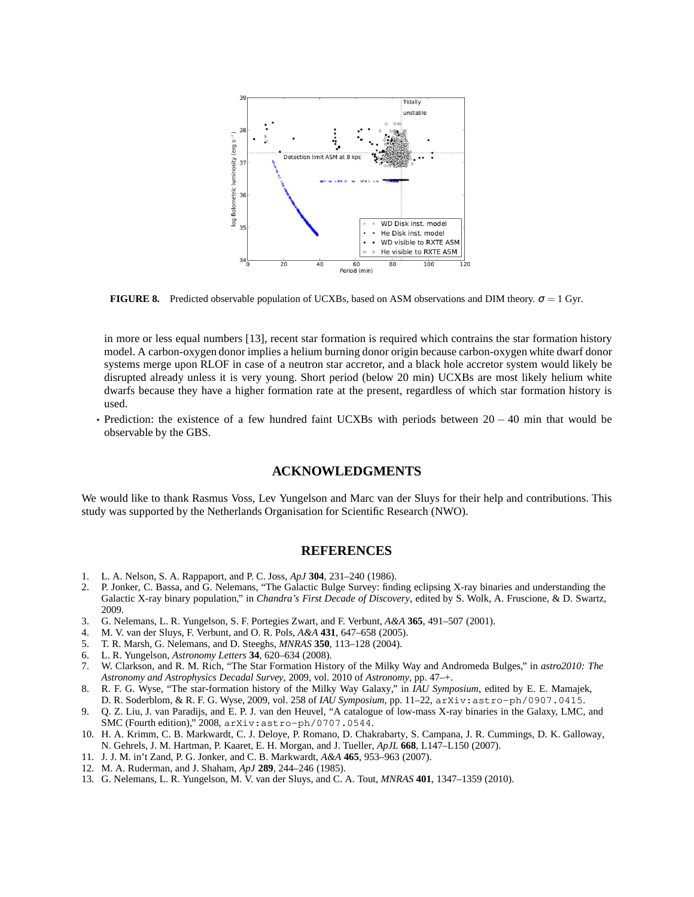39

38

37

36

35

34

0 20 40 60 80 100 120

Period (min)

log Bolometric luminosity (erg s$^{-1}$)

Tidally unstable

Detection limit ASM at 8 kpc

WD Disk inst. model

He Disk inst. model

WD visible to RXTE ASM

He visible to RXTE ASM

**FIGURE 8.** Predicted observable population of UCXBs, based on ASM observations and DIM theory. $\sigma = 1$ Gyr.

in more or less equal numbers [13], recent star formation is required which contrains the star formation history model. A carbon-oxygen donor implies a helium burning donor origin because carbon-oxygen white dwarf donor systems merge upon RLOF in case of a neutron star accretor, and a black hole accretor system would likely be disrupted already unless it is very young. Short period (below 20 min) UCXBs are most likely helium white dwarfs because they have a higher formation rate at the present, regardless of which star formation history is used.

- Prediction: the existence of a few hundred faint UCXBs with periods between $20 - 40$ min that would be observable by the GBS.

## ACKNOWLEDGMENTS

We would like to thank Rasmus Voss, Lev Yungelson and Marc van der Sluys for their help and contributions. This study was supported by the Netherlands Organisation for Scientific Research (NWO).

## REFERENCES

1. L. A. Nelson, S. A. Rappaport, and P. C. Joss, *ApJ* **304**, 231–240 (1986).
2. P. Jonker, C. Bassa, and G. Nelemans, "The Galactic Bulge Survey: finding eclipsing X-ray binaries and understanding the Galactic X-ray binary population," in *Chandra's First Decade of Discovery*, edited by S. Wolk, A. Fruscione, & D. Swartz, 2009.
3. G. Nelemans, L. R. Yungelson, S. F. Portegies Zwart, and F. Verbunt, *A&A* **365**, 491–507 (2001).
4. M. V. van der Sluys, F. Verbunt, and O. R. Pols, *A&A* **431**, 647–658 (2005).
5. T. R. Marsh, G. Nelemans, and D. Steeghs, *MNRAS* **350**, 113–128 (2004).
6. L. R. Yungelson, *Astronomy Letters* **34**, 620–634 (2008).
7. W. Clarkson, and R. M. Rich, "The Star Formation History of the Milky Way and Andromeda Bulges," in *astro2010: The Astronomy and Astrophysics Decadal Survey*, 2009, vol. 2010 of *Astronomy*, pp. 47–+.
8. R. F. G. Wyse, "The star-formation history of the Milky Way Galaxy," in *IAU Symposium*, edited by E. E. Mamajek, D. R. Soderblom, & R. F. G. Wyse, 2009, vol. 258 of *IAU Symposium*, pp. 11–22, `arXiv:astro-ph/0907.0415`.
9. Q. Z. Liu, J. van Paradijs, and E. P. J. van den Heuvel, "A catalogue of low-mass X-ray binaries in the Galaxy, LMC, and SMC (Fourth edition)," 2008, `arXiv:astro-ph/0707.0544`.
10. H. A. Krimm, C. B. Markwardt, C. J. Deloye, P. Romano, D. Chakrabarty, S. Campana, J. R. Cummings, D. K. Galloway, N. Gehrels, J. M. Hartman, P. Kaaret, E. H. Morgan, and J. Tueller, *ApJL* **668**, L147–L150 (2007).
11. J. J. M. in't Zand, P. G. Jonker, and C. B. Markwardt, *A&A* **465**, 953–963 (2007).
12. M. A. Ruderman, and J. Shaham, *ApJ* **289**, 244–246 (1985).
13. G. Nelemans, L. R. Yungelson, M. V. van der Sluys, and C. A. Tout, *MNRAS* **401**, 1347–1359 (2010).